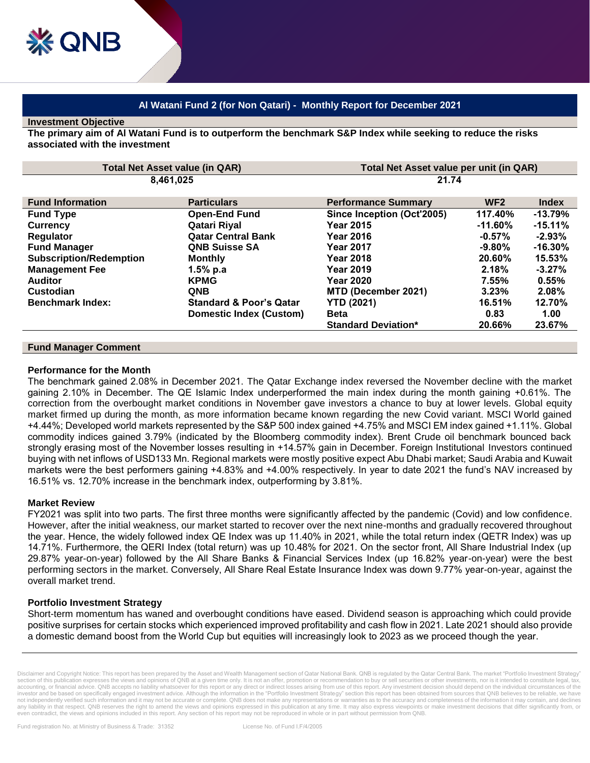# Al Watani Fund 2 (for Non Qatari) - Monthly Report for December 2021

## Investment Objective

**The primary aim of Al Watani Fund is to outperform the benchmark S&P Index while seeking to reduce the risks associated with the investment**

| Total Net Asset value (in QAR) | Total Net Asset value per unit (in QAR) |
|---|---|
| 8,461,025 | 21.74 |

| Fund Information | Particulars | Performance Summary | WF2 | Index |
|---|---|---|---|---|
| Fund Type | Open-End Fund | Since Inception (Oct'2005) | 117.40% | -13.79% |
| Currency | Qatari Riyal | Year 2015 | -11.60% | -15.11% |
| Regulator | Qatar Central Bank | Year 2016 | -0.57% | -2.93% |
| Fund Manager | QNB Suisse SA | Year 2017 | -9.80% | -16.30% |
| Subscription/Redemption | Monthly | Year 2018 | 20.60% | 15.53% |
| Management Fee | 1.5% p.a | Year 2019 | 2.18% | -3.27% |
| Auditor | KPMG | Year 2020 | 7.55% | 0.55% |
| Custodian | QNB | MTD (December 2021) | 3.23% | 2.08% |
| Benchmark Index: | Standard & Poor's Qatar Domestic Index (Custom) | YTD (2021) | 16.51% | 12.70% |
| | | Beta | 0.83 | 1.00 |
| | | Standard Deviation* | 20.66% | 23.67% |

## Fund Manager Comment

### Performance for the Month

The benchmark gained 2.08% in December 2021. The Qatar Exchange index reversed the November decline with the market gaining 2.10% in December. The QE Islamic Index underperformed the main index during the month gaining +0.61%. The correction from the overbought market conditions in November gave investors a chance to buy at lower levels. Global equity market firmed up during the month, as more information became known regarding the new Covid variant. MSCI World gained +4.44%; Developed world markets represented by the S&P 500 index gained +4.75% and MSCI EM index gained +1.11%. Global commodity indices gained 3.79% (indicated by the Bloomberg commodity index). Brent Crude oil benchmark bounced back strongly erasing most of the November losses resulting in +14.57% gain in December. Foreign Institutional Investors continued buying with net inflows of USD133 Mn. Regional markets were mostly positive expect Abu Dhabi market; Saudi Arabia and Kuwait markets were the best performers gaining +4.83% and +4.00% respectively. In year to date 2021 the fund's NAV increased by 16.51% vs. 12.70% increase in the benchmark index, outperforming by 3.81%.

### Market Review

FY2021 was split into two parts. The first three months were significantly affected by the pandemic (Covid) and low confidence. However, after the initial weakness, our market started to recover over the next nine-months and gradually recovered throughout the year. Hence, the widely followed index QE Index was up 11.40% in 2021, while the total return index (QETR Index) was up 14.71%. Furthermore, the QERI Index (total return) was up 10.48% for 2021. On the sector front, All Share Industrial Index (up 29.87% year-on-year) followed by the All Share Banks & Financial Services Index (up 16.82% year-on-year) were the best performing sectors in the market. Conversely, All Share Real Estate Insurance Index was down 9.77% year-on-year, against the overall market trend.

### Portfolio Investment Strategy

Short-term momentum has waned and overbought conditions have eased. Dividend season is approaching which could provide positive surprises for certain stocks which experienced improved profitability and cash flow in 2021. Late 2021 should also provide a domestic demand boost from the World Cup but equities will increasingly look to 2023 as we proceed though the year.

---

Disclaimer and Copyright Notice: This report has been prepared by the Asset and Wealth Management section of Qatar National Bank. QNB is regulated by the Qatar Central Bank. The market "Portfolio Investment Strategy" section of this publication expresses the views and opinions of QNB at a given time only. It is not an offer, promotion or recommendation to buy or sell securities or other investments, nor is it intended to constitute legal, tax, accounting, or financial advice. QNB accepts no liability whatsoever for this report or any direct or indirect losses arising from use of this report. Any investment decision should depend on the individual circumstances of the investor and be based on specifically engaged investment advice. Although the information in the "Portfolio Investment Strategy" section this report has been obtained from sources that QNB believes to be reliable, we have not independently verified such information and it may not be accurate or complete. QNB does not make any representations or warranties as to the accuracy and completeness of the information it may contain, and declines any liability in that respect. QNB reserves the right to amend the views and opinions expressed in this publication at any time. It may also express viewpoints or make investment decisions that differ significantly from, or even contradict, the views and opinions included in this report. Any section of his report may not be reproduced in whole or in part without permission from QNB.

Fund registration No. at Ministry of Business & Trade: 31352 License No. of Fund I.F/4/2005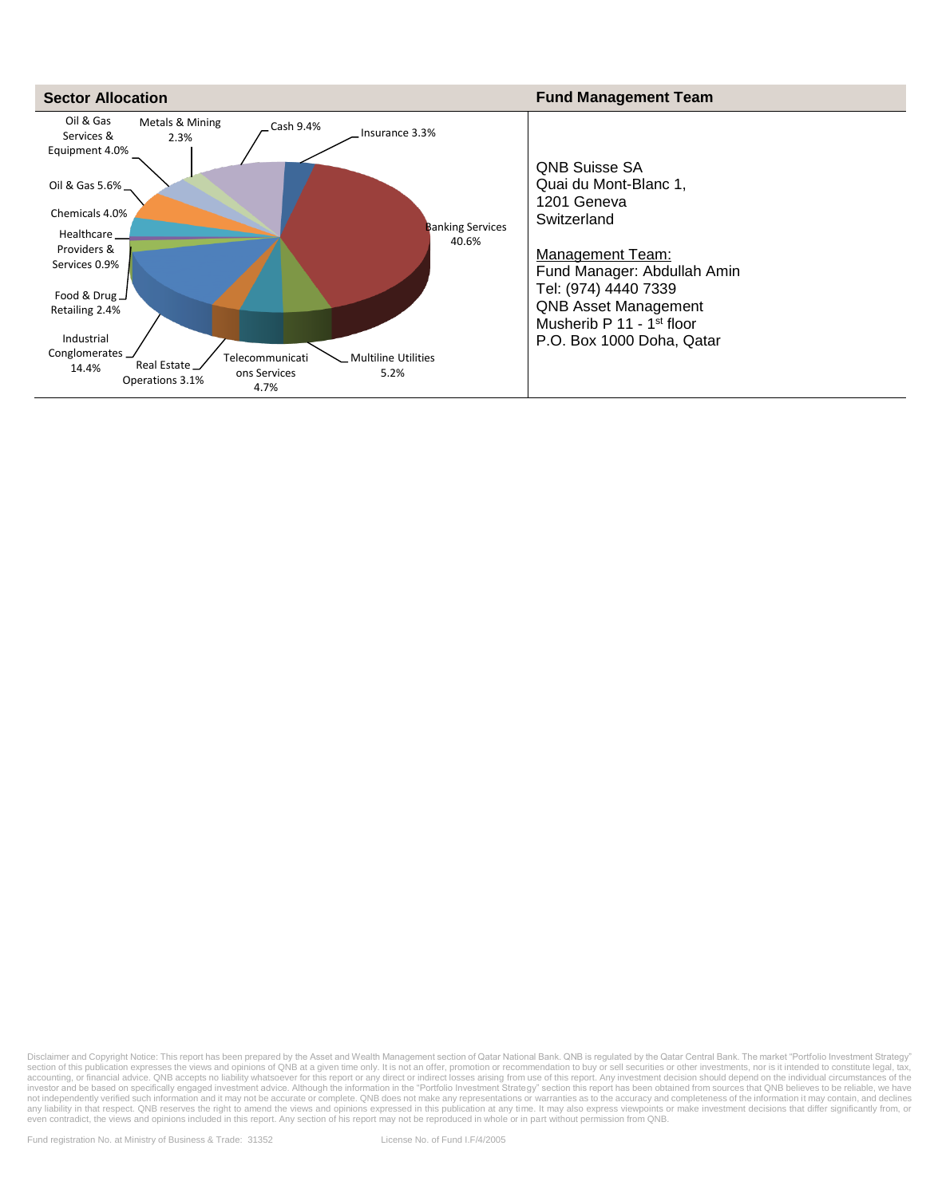## Sector Allocation

Oil & Gas Services & Equipment 4.0%
Metals & Mining 2.3%
Cash 9.4%
Insurance 3.3%
Oil & Gas 5.6%
Chemicals 4.0%
Banking Services 40.6%
Healthcare Providers & Services 0.9%
Food & Drug Retailing 2.4%
Industrial Conglomerates 14.4%
Real Estate Operations 3.1%
Telecommunications Services 4.7%
Multiline Utilities 5.2%

## Fund Management Team

QNB Suisse SA
Quai du Mont-Blanc 1,
1201 Geneva
Switzerland

Management Team:
Fund Manager: Abdullah Amin
Tel: (974) 4440 7339
QNB Asset Management
Musherib P 11 - 1st floor
P.O. Box 1000 Doha, Qatar

Disclaimer and Copyright Notice: This report has been prepared by the Asset and Wealth Management section of Qatar National Bank. QNB is regulated by the Qatar Central Bank. The market "Portfolio Investment Strategy" section of this publication expresses the views and opinions of QNB at a given time only. It is not an offer, promotion or recommendation to buy or sell securities or other investments, nor is it intended to constitute legal, tax, accounting, or financial advice. QNB accepts no liability whatsoever for this report or any direct or indirect losses arising from use of this report. Any investment decision should depend on the individual circumstances of the investor and be based on specifically engaged investment advice. Although the information in the "Portfolio Investment Strategy" section this report has been obtained from sources that QNB believes to be reliable, we have not independently verified such information and it may not be accurate or complete. QNB does not make any representations or warranties as to the accuracy and completeness of the information it may contain, and declines any liability in that respect. QNB reserves the right to amend the views and opinions expressed in this publication at any time. It may also express viewpoints or make investment decisions that differ significantly from, or even contradict, the views and opinions included in this report. Any section of his report may not be reproduced in whole or in part without permission from QNB.

Fund registration No. at Ministry of Business & Trade: 31352 License No. of Fund I.F/4/2005